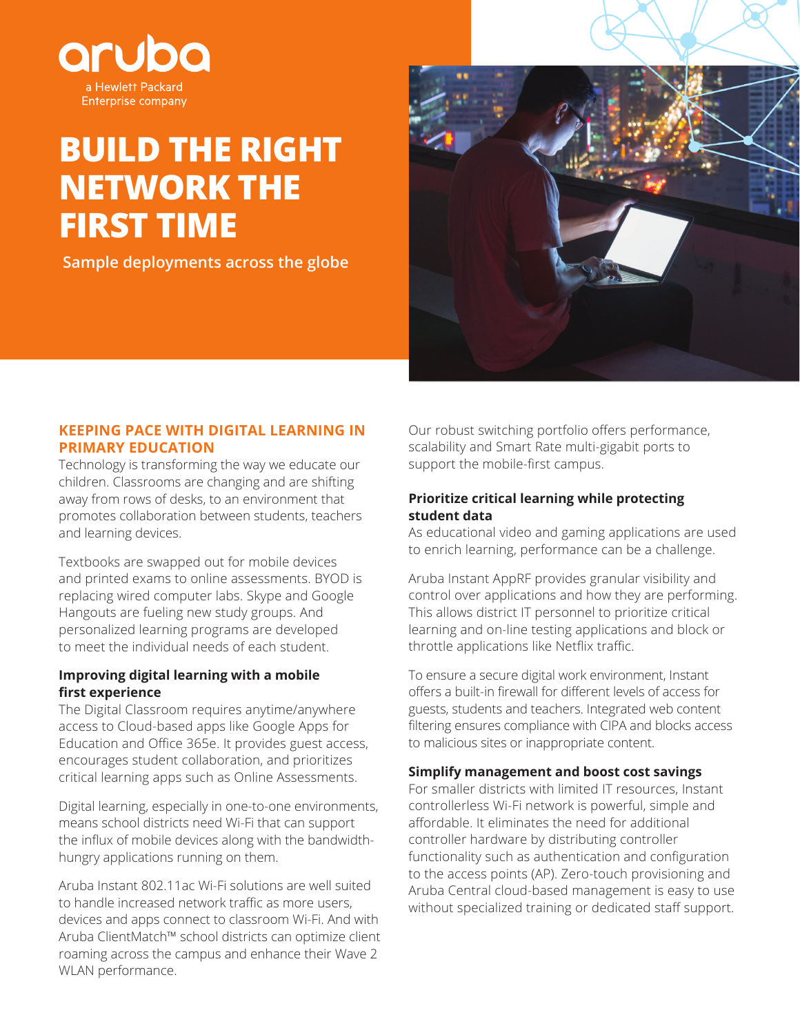aruba

a Hewlett Packard Enterprise company

# BUILD THE RIGHT NETWORK THE FIRST TIME

**Sample deployments across the globe**

## KEEPING PACE WITH DIGITAL LEARNING IN PRIMARY EDUCATION

Technology is transforming the way we educate our children. Classrooms are changing and are shifting away from rows of desks, to an environment that promotes collaboration between students, teachers and learning devices.

Textbooks are swapped out for mobile devices and printed exams to online assessments. BYOD is replacing wired computer labs. Skype and Google Hangouts are fueling new study groups. And personalized learning programs are developed to meet the individual needs of each student.

### Improving digital learning with a mobile first experience

The Digital Classroom requires anytime/anywhere access to Cloud-based apps like Google Apps for Education and Office 365e. It provides guest access, encourages student collaboration, and prioritizes critical learning apps such as Online Assessments.

Digital learning, especially in one-to-one environments, means school districts need Wi-Fi that can support the influx of mobile devices along with the bandwidth-hungry applications running on them.

Aruba Instant 802.11ac Wi-Fi solutions are well suited to handle increased network traffic as more users, devices and apps connect to classroom Wi-Fi. And with Aruba ClientMatch™ school districts can optimize client roaming across the campus and enhance their Wave 2 WLAN performance.

Our robust switching portfolio offers performance, scalability and Smart Rate multi-gigabit ports to support the mobile-first campus.

### Prioritize critical learning while protecting student data

As educational video and gaming applications are used to enrich learning, performance can be a challenge.

Aruba Instant AppRF provides granular visibility and control over applications and how they are performing. This allows district IT personnel to prioritize critical learning and on-line testing applications and block or throttle applications like Netflix traffic.

To ensure a secure digital work environment, Instant offers a built-in firewall for different levels of access for guests, students and teachers. Integrated web content filtering ensures compliance with CIPA and blocks access to malicious sites or inappropriate content.

### Simplify management and boost cost savings

For smaller districts with limited IT resources, Instant controllerless Wi-Fi network is powerful, simple and affordable. It eliminates the need for additional controller hardware by distributing controller functionality such as authentication and configuration to the access points (AP). Zero-touch provisioning and Aruba Central cloud-based management is easy to use without specialized training or dedicated staff support.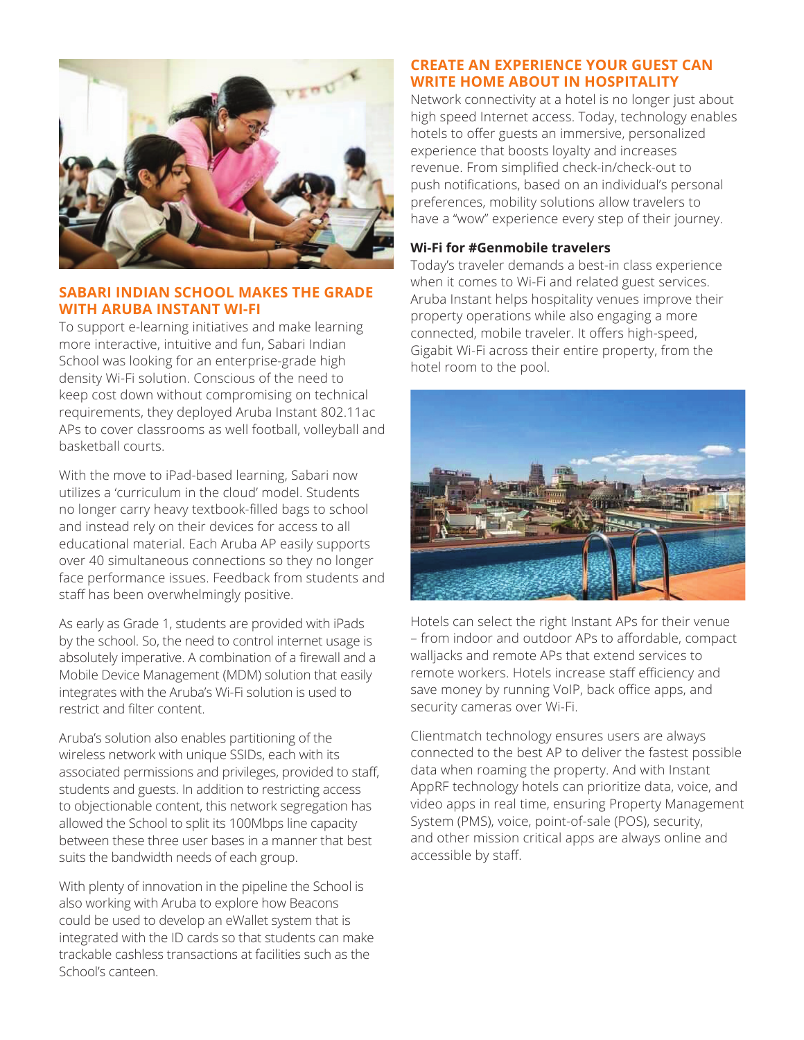## SABARI INDIAN SCHOOL MAKES THE GRADE WITH ARUBA INSTANT WI-FI

To support e-learning initiatives and make learning more interactive, intuitive and fun, Sabari Indian School was looking for an enterprise-grade high density Wi-Fi solution. Conscious of the need to keep cost down without compromising on technical requirements, they deployed Aruba Instant 802.11ac APs to cover classrooms as well football, volleyball and basketball courts.

With the move to iPad-based learning, Sabari now utilizes a 'curriculum in the cloud' model. Students no longer carry heavy textbook-filled bags to school and instead rely on their devices for access to all educational material. Each Aruba AP easily supports over 40 simultaneous connections so they no longer face performance issues. Feedback from students and staff has been overwhelmingly positive.

As early as Grade 1, students are provided with iPads by the school. So, the need to control internet usage is absolutely imperative. A combination of a firewall and a Mobile Device Management (MDM) solution that easily integrates with the Aruba's Wi-Fi solution is used to restrict and filter content.

Aruba's solution also enables partitioning of the wireless network with unique SSIDs, each with its associated permissions and privileges, provided to staff, students and guests. In addition to restricting access to objectionable content, this network segregation has allowed the School to split its 100Mbps line capacity between these three user bases in a manner that best suits the bandwidth needs of each group.

With plenty of innovation in the pipeline the School is also working with Aruba to explore how Beacons could be used to develop an eWallet system that is integrated with the ID cards so that students can make trackable cashless transactions at facilities such as the School's canteen.

## CREATE AN EXPERIENCE YOUR GUEST CAN WRITE HOME ABOUT IN HOSPITALITY

Network connectivity at a hotel is no longer just about high speed Internet access. Today, technology enables hotels to offer guests an immersive, personalized experience that boosts loyalty and increases revenue. From simplified check-in/check-out to push notifications, based on an individual's personal preferences, mobility solutions allow travelers to have a "wow" experience every step of their journey.

### Wi-Fi for #Genmobile travelers

Today's traveler demands a best-in class experience when it comes to Wi-Fi and related guest services. Aruba Instant helps hospitality venues improve their property operations while also engaging a more connected, mobile traveler. It offers high-speed, Gigabit Wi-Fi across their entire property, from the hotel room to the pool.

Hotels can select the right Instant APs for their venue – from indoor and outdoor APs to affordable, compact walljacks and remote APs that extend services to remote workers. Hotels increase staff efficiency and save money by running VoIP, back office apps, and security cameras over Wi-Fi.

Clientmatch technology ensures users are always connected to the best AP to deliver the fastest possible data when roaming the property. And with Instant AppRF technology hotels can prioritize data, voice, and video apps in real time, ensuring Property Management System (PMS), voice, point-of-sale (POS), security, and other mission critical apps are always online and accessible by staff.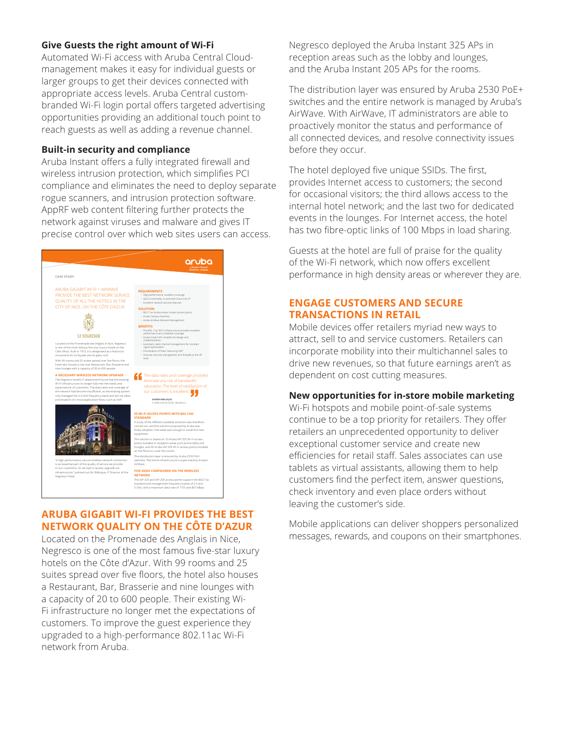### Give Guests the right amount of Wi-Fi

Automated Wi-Fi access with Aruba Central Cloud-management makes it easy for individual guests or larger groups to get their devices connected with appropriate access levels. Aruba Central custom-branded Wi-Fi login portal offers targeted advertising opportunities providing an additional touch point to reach guests as well as adding a revenue channel.

### Built-in security and compliance

Aruba Instant offers a fully integrated firewall and wireless intrusion protection, which simplifies PCI compliance and eliminates the need to deploy separate rogue scanners, and intrusion protection software. AppRF web content filtering further protects the network against viruses and malware and gives IT precise control over which web sites users can access.

## ARUBA GIGABIT WI-FI PROVIDES THE BEST NETWORK QUALITY ON THE CÔTE D'AZUR

Located on the Promenade des Anglais in Nice, Negresco is one of the most famous five-star luxury hotels on the Côte d'Azur. With 99 rooms and 25 suites spread over five floors, the hotel also houses a Restaurant, Bar, Brasserie and nine lounges with a capacity of 20 to 600 people. Their existing Wi-Fi infrastructure no longer met the expectations of customers. To improve the guest experience they upgraded to a high-performance 802.11ac Wi-Fi network from Aruba.

Negresco deployed the Aruba Instant 325 APs in reception areas such as the lobby and lounges, and the Aruba Instant 205 APs for the rooms.

The distribution layer was ensured by Aruba 2530 PoE+ switches and the entire network is managed by Aruba's AirWave. With AirWave, IT administrators are able to proactively monitor the status and performance of all connected devices, and resolve connectivity issues before they occur.

The hotel deployed five unique SSIDs. The first, provides Internet access to customers; the second for occasional visitors; the third allows access to the internal hotel network; and the last two for dedicated events in the lounges. For Internet access, the hotel has two fibre-optic links of 100 Mbps in load sharing.

Guests at the hotel are full of praise for the quality of the Wi-Fi network, which now offers excellent performance in high density areas or wherever they are.

## ENGAGE CUSTOMERS AND SECURE TRANSACTIONS IN RETAIL

Mobile devices offer retailers myriad new ways to attract, sell to and service customers. Retailers can incorporate mobility into their multichannel sales to drive new revenues, so that future earnings aren't as dependent on cost cutting measures.

### New opportunities for in-store mobile marketing

Wi-Fi hotspots and mobile point-of-sale systems continue to be a top priority for retailers. They offer retailers an unprecedented opportunity to deliver exceptional customer service and create new efficiencies for retail staff. Sales associates can use tablets as virtual assistants, allowing them to help customers find the perfect item, answer questions, check inventory and even place orders without leaving the customer's side.

Mobile applications can deliver shoppers personalized messages, rewards, and coupons on their smartphones.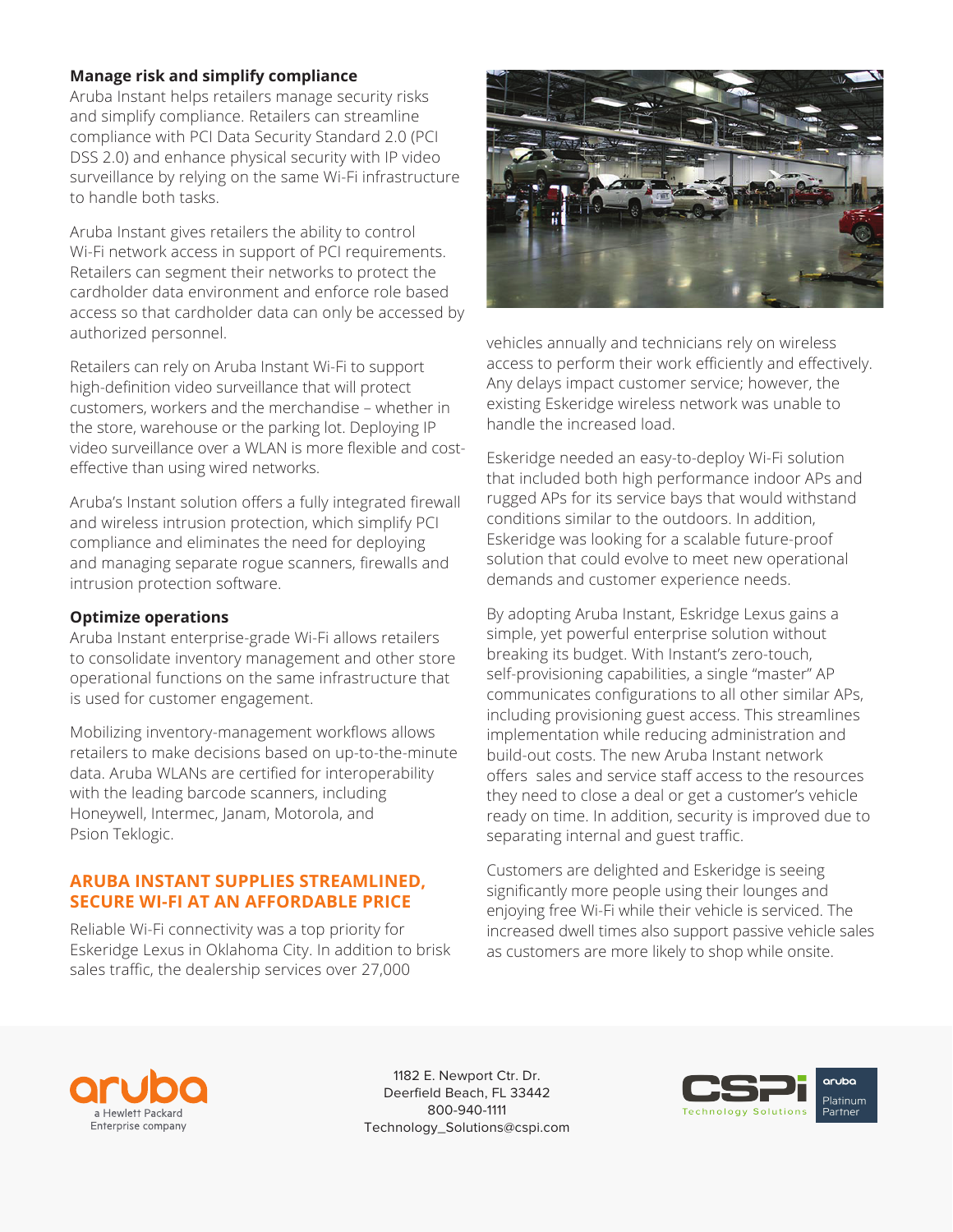**Manage risk and simplify compliance**

Aruba Instant helps retailers manage security risks and simplify compliance. Retailers can streamline compliance with PCI Data Security Standard 2.0 (PCI DSS 2.0) and enhance physical security with IP video surveillance by relying on the same Wi-Fi infrastructure to handle both tasks.

Aruba Instant gives retailers the ability to control Wi-Fi network access in support of PCI requirements. Retailers can segment their networks to protect the cardholder data environment and enforce role based access so that cardholder data can only be accessed by authorized personnel.

Retailers can rely on Aruba Instant Wi-Fi to support high-definition video surveillance that will protect customers, workers and the merchandise – whether in the store, warehouse or the parking lot. Deploying IP video surveillance over a WLAN is more flexible and cost-effective than using wired networks.

Aruba's Instant solution offers a fully integrated firewall and wireless intrusion protection, which simplify PCI compliance and eliminates the need for deploying and managing separate rogue scanners, firewalls and intrusion protection software.

**Optimize operations**

Aruba Instant enterprise-grade Wi-Fi allows retailers to consolidate inventory management and other store operational functions on the same infrastructure that is used for customer engagement.

Mobilizing inventory-management workflows allows retailers to make decisions based on up-to-the-minute data. Aruba WLANs are certified for interoperability with the leading barcode scanners, including Honeywell, Intermec, Janam, Motorola, and Psion Teklogic.

## ARUBA INSTANT SUPPLIES STREAMLINED, SECURE WI-FI AT AN AFFORDABLE PRICE

Reliable Wi-Fi connectivity was a top priority for Eskeridge Lexus in Oklahoma City. In addition to brisk sales traffic, the dealership services over 27,000 vehicles annually and technicians rely on wireless access to perform their work efficiently and effectively. Any delays impact customer service; however, the existing Eskeridge wireless network was unable to handle the increased load.

Eskeridge needed an easy-to-deploy Wi-Fi solution that included both high performance indoor APs and rugged APs for its service bays that would withstand conditions similar to the outdoors. In addition, Eskeridge was looking for a scalable future-proof solution that could evolve to meet new operational demands and customer experience needs.

By adopting Aruba Instant, Eskridge Lexus gains a simple, yet powerful enterprise solution without breaking its budget. With Instant's zero-touch, self-provisioning capabilities, a single "master" AP communicates configurations to all other similar APs, including provisioning guest access. This streamlines implementation while reducing administration and build-out costs. The new Aruba Instant network offers sales and service staff access to the resources they need to close a deal or get a customer's vehicle ready on time. In addition, security is improved due to separating internal and guest traffic.

Customers are delighted and Eskeridge is seeing significantly more people using their lounges and enjoying free Wi-Fi while their vehicle is serviced. The increased dwell times also support passive vehicle sales as customers are more likely to shop while onsite.

aruba
a Hewlett Packard Enterprise company

1182 E. Newport Ctr. Dr.
Deerfield Beach, FL 33442
800-940-1111
Technology_Solutions@cspi.com

CSPi Technology Solutions
aruba Platinum Partner